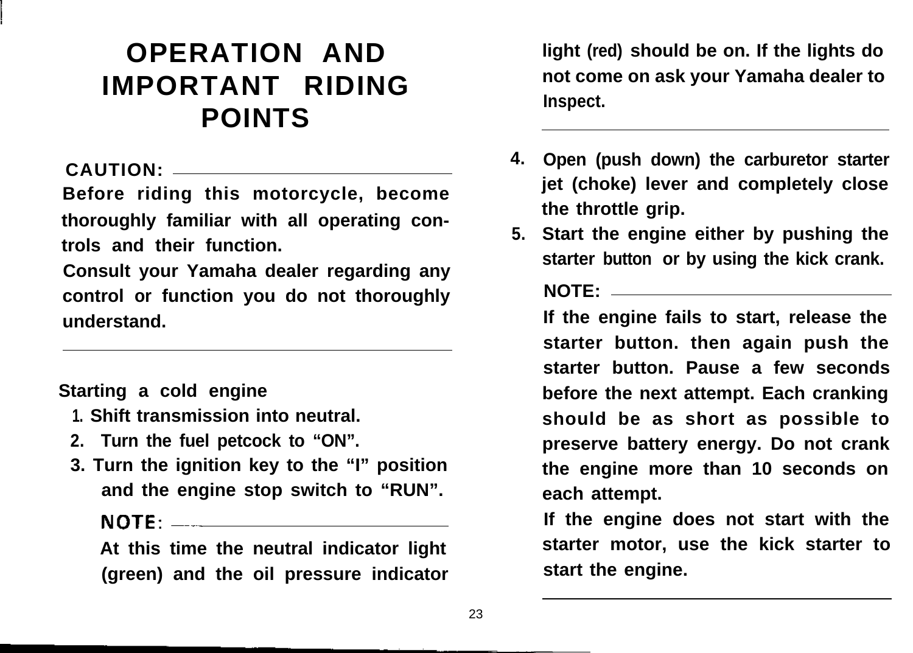# OPERATION AND IMPORTANT RIDING POINTS

**CAUTION:**

**Before riding this motorcycle, become thoroughly familiar with all operating controls and their function.**
**Consult your Yamaha dealer regarding any control or function you do not thoroughly understand.**

---

**Starting a cold engine**

1. **Shift transmission into neutral.**
2. **Turn the fuel petcock to "ON".**
3. **Turn the ignition key to the "I" position and the engine stop switch to "RUN".**

   **NOTE:**

   **At this time the neutral indicator light (green) and the oil pressure indicator light (red) should be on. If the lights do not come on ask your Yamaha dealer to Inspect.**

   ---

4. **Open (push down) the carburetor starter jet (choke) lever and completely close the throttle grip.**
5. **Start the engine either by pushing the starter button or by using the kick crank.**

   **NOTE:**

   **If the engine fails to start, release the starter button. then again push the starter button. Pause a few seconds before the next attempt. Each cranking should be as short as possible to preserve battery energy. Do not crank the engine more than 10 seconds on each attempt.**
   **If the engine does not start with the starter motor, use the kick starter to start the engine.**

   ---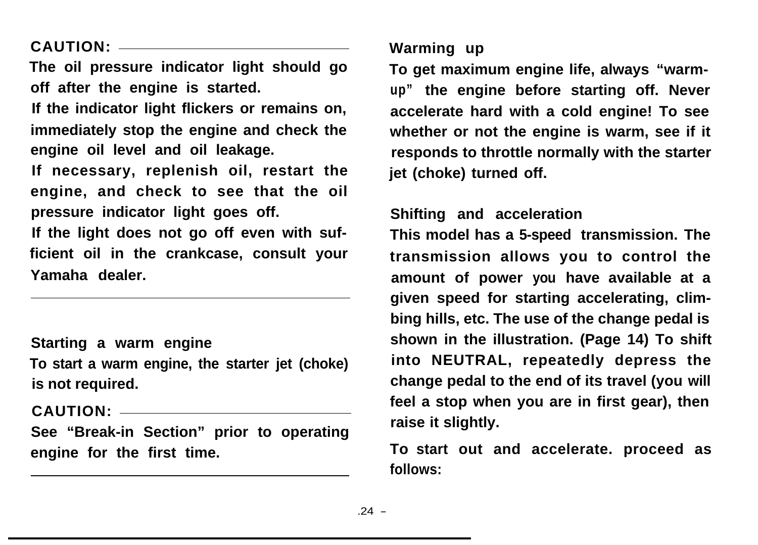**CAUTION:**

**The oil pressure indicator light should go off after the engine is started.**

**If the indicator light flickers or remains on, immediately stop the engine and check the engine oil level and oil leakage.**

**If necessary, replenish oil, restart the engine, and check to see that the oil pressure indicator light goes off.**

**If the light does not go off even with sufficient oil in the crankcase, consult your Yamaha dealer.**

---

### Starting a warm engine

**To start a warm engine, the starter jet (choke) is not required.**

**CAUTION:**

**See "Break-in Section" prior to operating engine for the first time.**

---

### Warming up

**To get maximum engine life, always "warm-up" the engine before starting off. Never accelerate hard with a cold engine! To see whether or not the engine is warm, see if it responds to throttle normally with the starter jet (choke) turned off.**

### Shifting and acceleration

**This model has a 5-speed transmission. The transmission allows you to control the amount of power you have available at a given speed for starting accelerating, climbing hills, etc. The use of the change pedal is shown in the illustration. (Page 14) To shift into NEUTRAL, repeatedly depress the change pedal to the end of its travel (you will feel a stop when you are in first gear), then raise it slightly.**

**To start out and accelerate. proceed as follows:**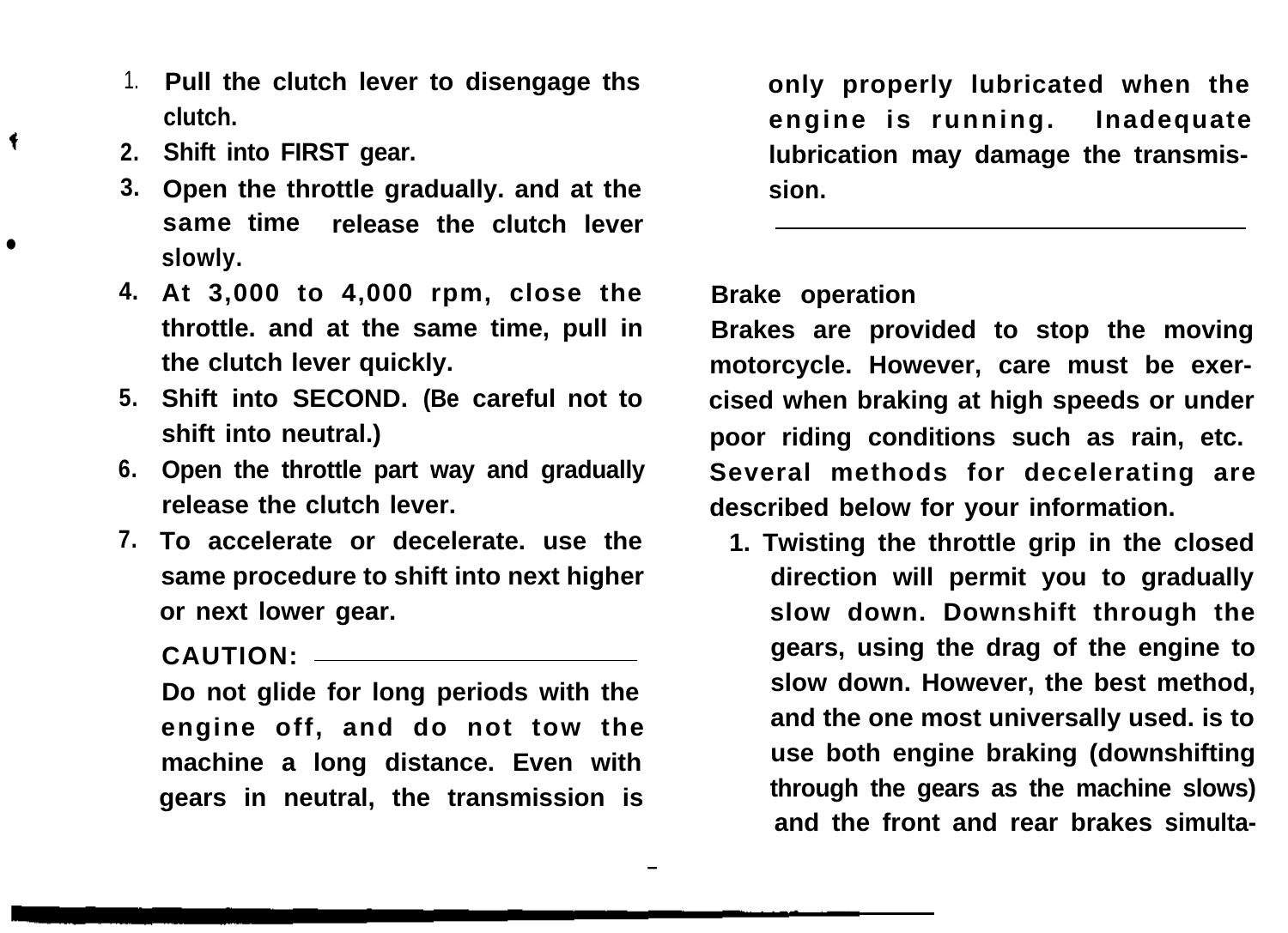1. Pull the clutch lever to disengage ths clutch.
2. Shift into FIRST gear.
3. Open the throttle gradually. and at the same time release the clutch lever slowly.
4. At 3,000 to 4,000 rpm, close the throttle. and at the same time, pull in the clutch lever quickly.
5. Shift into SECOND. (Be careful not to shift into neutral.)
6. Open the throttle part way and gradually release the clutch lever.
7. To accelerate or decelerate. use the same procedure to shift into next higher or next lower gear.

**CAUTION:**

Do not glide for long periods with the engine off, and do not tow the machine a long distance. Even with gears in neutral, the transmission is only properly lubricated when the engine is running. Inadequate lubrication may damage the transmission.

---

**Brake operation**

Brakes are provided to stop the moving motorcycle. However, care must be exercised when braking at high speeds or under poor riding conditions such as rain, etc. Several methods for decelerating are described below for your information.

1. Twisting the throttle grip in the closed direction will permit you to gradually slow down. Downshift through the gears, using the drag of the engine to slow down. However, the best method, and the one most universally used. is to use both engine braking (downshifting through the gears as the machine slows) and the front and rear brakes simulta-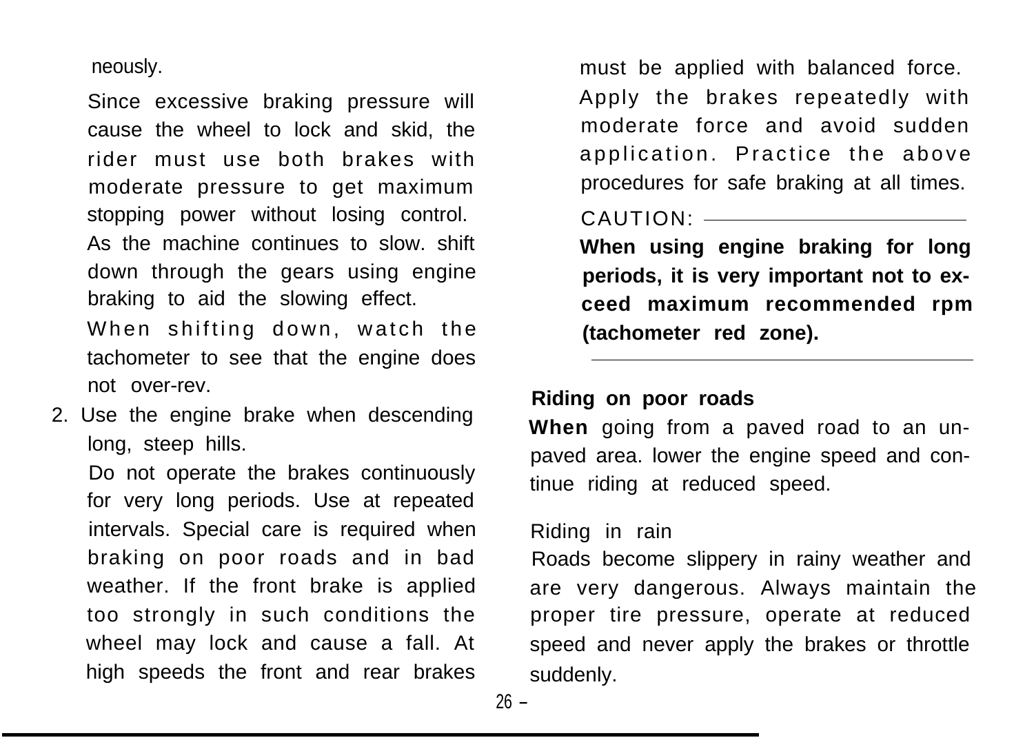neously.

Since excessive braking pressure will cause the wheel to lock and skid, the rider must use both brakes with moderate pressure to get maximum stopping power without losing control. As the machine continues to slow. shift down through the gears using engine braking to aid the slowing effect.

When shifting down, watch the tachometer to see that the engine does not over-rev.

2. Use the engine brake when descending long, steep hills.

   Do not operate the brakes continuously for very long periods. Use at repeated intervals. Special care is required when braking on poor roads and in bad weather. If the front brake is applied too strongly in such conditions the wheel may lock and cause a fall. At high speeds the front and rear brakes must be applied with balanced force. Apply the brakes repeatedly with moderate force and avoid sudden application. Practice the above procedures for safe braking at all times.

CAUTION:

**When using engine braking for long periods, it is very important not to exceed maximum recommended rpm (tachometer red zone).**

**Riding on poor roads**

**When** going from a paved road to an unpaved area. lower the engine speed and continue riding at reduced speed.

Riding in rain

Roads become slippery in rainy weather and are very dangerous. Always maintain the proper tire pressure, operate at reduced speed and never apply the brakes or throttle suddenly.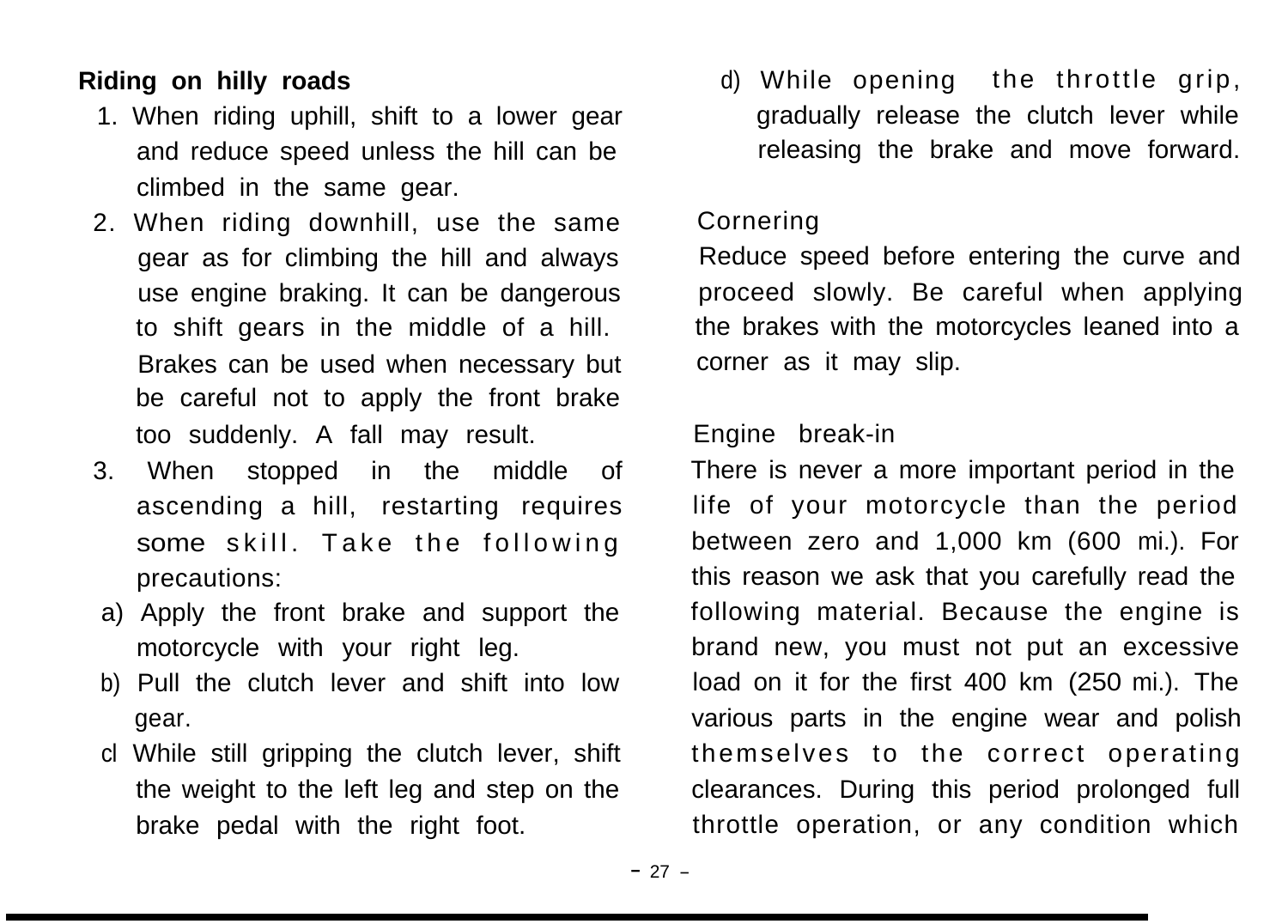**Riding on hilly roads**

1. When riding uphill, shift to a lower gear and reduce speed unless the hill can be climbed in the same gear.
2. When riding downhill, use the same gear as for climbing the hill and always use engine braking. It can be dangerous to shift gears in the middle of a hill. Brakes can be used when necessary but be careful not to apply the front brake too suddenly. A fall may result.
3. When stopped in the middle of ascending a hill, restarting requires some skill. Take the following precautions:

a) Apply the front brake and support the motorcycle with your right leg.

b) Pull the clutch lever and shift into low gear.

cl While still gripping the clutch lever, shift the weight to the left leg and step on the brake pedal with the right foot.

d) While opening the throttle grip, gradually release the clutch lever while releasing the brake and move forward.

Cornering

Reduce speed before entering the curve and proceed slowly. Be careful when applying the brakes with the motorcycles leaned into a corner as it may slip.

Engine break-in

There is never a more important period in the life of your motorcycle than the period between zero and 1,000 km (600 mi.). For this reason we ask that you carefully read the following material. Because the engine is brand new, you must not put an excessive load on it for the first 400 km (250 mi.). The various parts in the engine wear and polish themselves to the correct operating clearances. During this period prolonged full throttle operation, or any condition which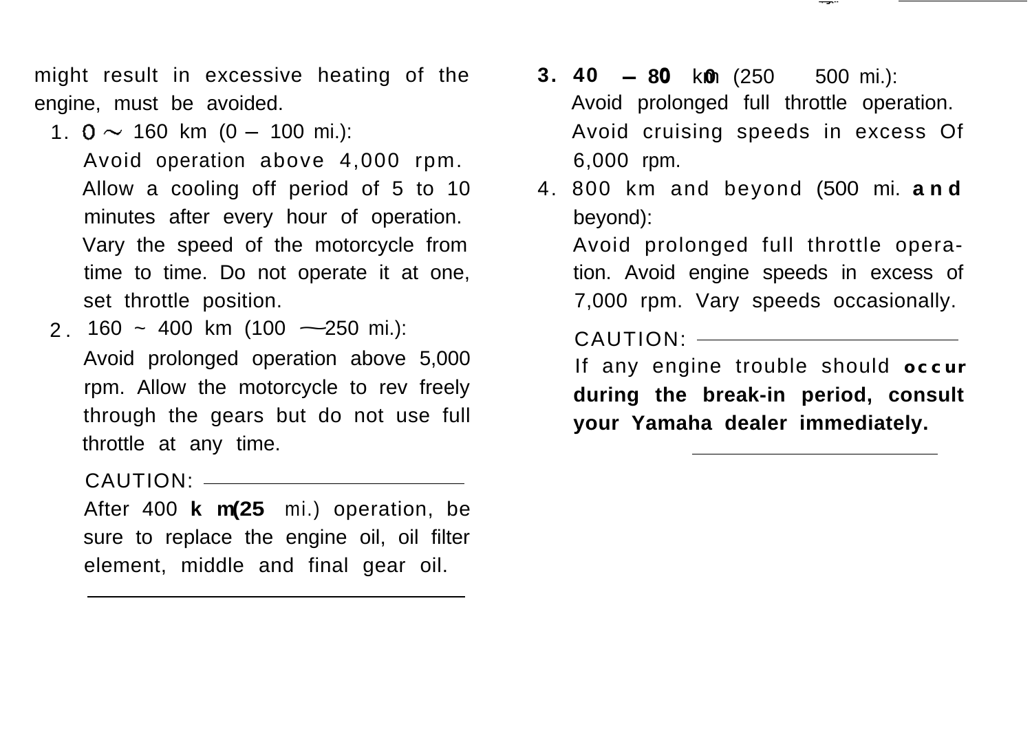might result in excessive heating of the engine, must be avoided.

1. 0 ~ 160 km (0 – 100 mi.):
   Avoid operation above 4,000 rpm. Allow a cooling off period of 5 to 10 minutes after every hour of operation. Vary the speed of the motorcycle from time to time. Do not operate it at one, set throttle position.
2. 160 ~ 400 km (100 — 250 mi.):
   Avoid prolonged operation above 5,000 rpm. Allow the motorcycle to rev freely through the gears but do not use full throttle at any time.

   CAUTION:
   After 400 km (250 mi.) operation, be sure to replace the engine oil, oil filter element, middle and final gear oil.

3. 400 – 800 km (250 500 mi.):
   Avoid prolonged full throttle operation. Avoid cruising speeds in excess Of 6,000 rpm.
4. 800 km and beyond (500 mi. and beyond):
   Avoid prolonged full throttle operation. Avoid engine speeds in excess of 7,000 rpm. Vary speeds occasionally.

   CAUTION:
   If any engine trouble should **occur during the break-in period, consult your Yamaha dealer immediately.**